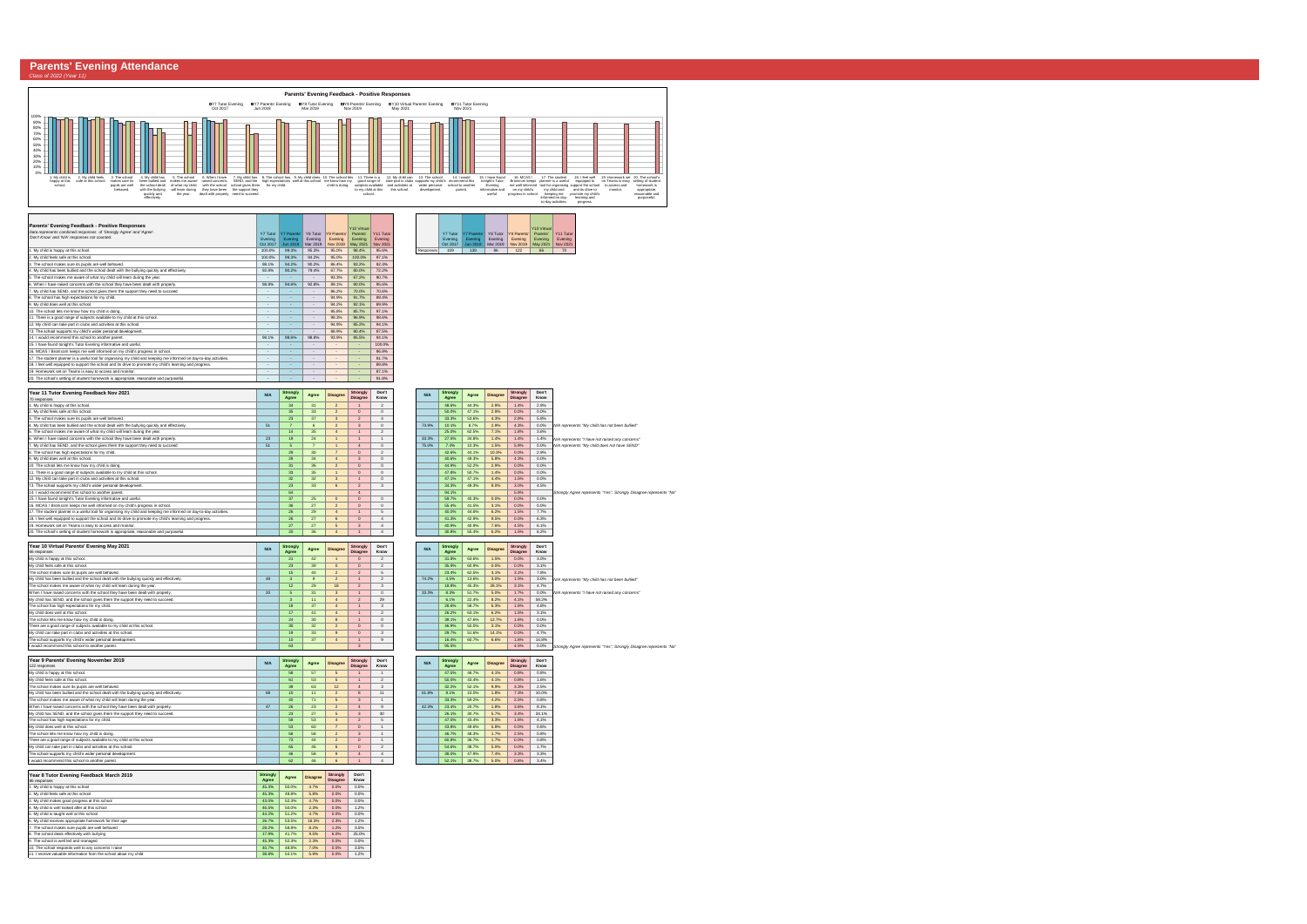# Parents' Evening Attendance

*Class of 2022 (Year 11)*

## Parents' Evening Feedback - Positive Responses

| Parents' Evening Feedback - Positive Responses<br>*Data represents combined responses of 'Strongly Agree' and 'Agree'. 'Don't Know' and 'N/A' responses not counted.* | Y7 Tutor Evening Oct 2017 | Y7 Parents' Evening Jun 2018 | Y8 Tutor Evening Mar 2019 | Y9 Parents' Evening Nov 2019 | Y10 Virtual Parents' Evening May 2021 | Y11 Tutor Evening Nov 2021 |
|---|---|---|---|---|---|---|
| 1. My child is happy at this school. | 100.0% | 99.3% | 96.3% | 95.0% | 98.4% | 95.6% |
| 2. My child feels safe at this school. | 100.0% | 99.3% | 94.2% | 95.0% | 100.0% | 97.1% |
| 3. The school makes sure its pupils are well behaved. | 98.1% | 94.2% | 98.2% | 86.4% | 93.2% | 92.3% |
| 4. My child has been bullied and the school dealt with the bullying quickly and effectively. | 92.9% | 90.2% | 79.4% | 67.7% | 80.0% | 72.2% |
| 5. The school makes me aware of what my child will learn during the year. | - | - | - | 93.3% | 87.2% | 90.7% |
| 6. When I have raised concerns with the school they have been dealt with properly. | 96.6% | 94.6% | 92.8% | 88.1% | 90.0% | 95.6% |
| 7. My child has SEND, and the school gives them the support they need to succeed. | - | - | - | 86.2% | 70.0% | 70.6% |
| 8. The school has high expectations for my child. | - | - | - | 94.9% | 91.7% | 89.5% |
| 9. My child does well at this school. | - | - | - | 94.2% | 92.1% | 89.9% |
| 10. The school lets me know how my child is doing. | - | - | - | 95.0% | 85.7% | 97.1% |
| 11. There is a good range of subjects available to my child at this school. | - | - | - | 98.3% | 96.8% | 89.6% |
| 12. My child can take part in clubs and activities at this school. | - | - | - | 94.9% | 95.2% | 93.1% |
| 13. The school supports my child's wider personal development. | - | - | - | 88.6% | 80.4% | 87.5% |
| 14. I would recommend this school to another parent. | 99.1% | 98.6% | 98.8% | 92.9% | 95.5% | 93.1% |
| 15. I have found tonight's Tutor Evening informative and useful. | - | - | - | - | - | 100.0% |
| 16. MCAS / Bromcom keeps me well informed on my child's progress in school. | - | - | - | - | - | 96.9% |
| 17. The student planner is a useful tool for organising my child and keeping me informed on day-to-day activities. | - | - | - | - | - | 91.7% |
| 18. I feel well equipped to support the school and its drive to promote my child's learning and progress. | - | - | - | - | - | 89.6% |
| 19. Homework set on Teams is easy to access and monitor. | - | - | - | - | - | 87.1% |
| 20. The school's setting of student homework is appropriate, reasonable and purposeful. | - | - | - | - | - | 91.0% |

| | Y7 Tutor Evening Oct 2017 | Y7 Parents' Evening Jun 2018 | Y8 Tutor Evening Mar 2019 | Y9 Parents' Evening Nov 2019 | Y10 Virtual Parents' Evening May 2021 | Y11 Tutor Evening Nov 2021 |
|---|---|---|---|---|---|---|
| Responses | 109 | 138 | 86 | 122 | 64 | 70 |

## Year 11 Tutor Evening Feedback Nov 2021
*70 responses*

| Year 11 Tutor Evening Feedback Nov 2021 | N/A | Strongly Agree | Agree | Disagree | Strongly Disagree | Don't Know | N/A | Strongly Agree | Agree | Disagree | Strongly Disagree | Don't Know |
|---|---|---|---|---|---|---|---|---|---|---|---|---|
| 1. My child is happy at this school. | | 34 | 31 | 2 | 1 | 2 | | 48.6% | 44.3% | 2.9% | 1.4% | 2.9% |
| 2. My child feels safe at this school. | | 35 | 33 | 2 | 0 | 0 | | 50.0% | 47.1% | 2.9% | 0.0% | 0.0% |
| 3. The school makes sure its pupils are well behaved. | | 23 | 37 | 3 | 2 | 4 | | 33.3% | 53.6% | 4.3% | 2.9% | 5.8% |
| 4. My child has been bullied and the school dealt with the bullying quickly and effectively. | 51 | 7 | 6 | 2 | 3 | 0 | 73.9% | 10.1% | 8.7% | 2.9% | 4.3% | 0.0% |
| 5. The school makes me aware of what my child will learn during the year. | | 14 | 35 | 4 | 1 | 2 | | 25.0% | 62.5% | 7.1% | 1.8% | 3.6% |
| 6. When I have raised concerns with the school they have been dealt with properly. | 23 | 19 | 24 | 1 | 1 | 1 | 33.3% | 27.5% | 34.8% | 1.4% | 1.4% | 1.4% |
| 7. My child has SEND, and the school gives them the support they need to succeed. | 51 | 5 | 7 | 1 | 4 | 0 | 75.0% | 7.4% | 10.3% | 1.5% | 5.9% | 0.0% |
| 8. The school has high expectations for my child. | | 29 | 30 | 7 | 0 | 2 | | 42.6% | 44.1% | 10.3% | 0.0% | 2.9% |
| 9. My child does well at this school. | | 28 | 34 | 4 | 3 | 0 | | 40.6% | 49.3% | 5.8% | 4.3% | 0.0% |
| 10. The school lets me know how my child is doing. | | 31 | 36 | 2 | 0 | 0 | | 44.9% | 52.2% | 2.9% | 0.0% | 0.0% |
| 11. There is a good range of subjects available to my child at this school. | | 33 | 35 | 1 | 0 | 0 | | 47.8% | 50.7% | 1.4% | 0.0% | 0.0% |
| 12. My child can take part in clubs and activities at this school. | | 32 | 32 | 3 | 1 | 0 | | 47.1% | 47.1% | 4.4% | 1.5% | 0.0% |
| 13. The school supports my child's wider personal development. | | 23 | 33 | 6 | 2 | 3 | | 34.3% | 49.3% | 9.0% | 3.0% | 4.5% |
| 14. I would recommend this school to another parent. | | 64 | | | 4 | | | 94.1% | | | 5.9% | |
| 15. I have found tonight's Tutor Evening informative and useful. | | 37 | 25 | 0 | 0 | 0 | | 59.7% | 40.3% | 0.0% | 0.0% | 0.0% |
| 16. MCAS / Bromcom keeps me well informed on my child's progress in school. | | 36 | 27 | 2 | 0 | 0 | | 55.4% | 41.5% | 3.1% | 0.0% | 0.0% |
| 17. The student planner is a useful tool for organising my child and keeping me informed on day-to-day activities. | | 26 | 29 | 4 | 1 | 5 | | 40.0% | 44.6% | 6.2% | 1.5% | 7.7% |
| 18. I feel well equipped to support the school and its drive to promote my child's learning and progress. | | 26 | 27 | 6 | 0 | 4 | | 41.3% | 42.9% | 9.5% | 0.0% | 6.3% |
| 19. Homework set on Teams is easy to access and monitor. | | 27 | 27 | 5 | 3 | 4 | | 40.9% | 40.9% | 7.6% | 4.5% | 6.1% |
| 20. The school's setting of student homework is appropriate, reasonable and purposeful. | | 20 | 36 | 4 | 1 | 4 | | 30.8% | 55.4% | 6.2% | 1.5% | 6.2% |

*N/A represents "My child has not been bullied"*
*N/A represents "I have not raised any concerns"*
*N/A represents "My child does not have SEND"*
*Strongly Agree represents "Yes"; Strongly Disagree represents "No"*

## Year 10 Virtual Parents' Evening May 2021
*66 responses*

| Year 10 Virtual Parents' Evening May 2021 | N/A | Strongly Agree | Agree | Disagree | Strongly Disagree | Don't Know | N/A | Strongly Agree | Agree | Disagree | Strongly Disagree | Don't Know |
|---|---|---|---|---|---|---|---|---|---|---|---|---|
| My child is happy at this school. | | 21 | 42 | 1 | 0 | 2 | | 31.8% | 63.6% | 1.5% | 0.0% | 3.0% |
| My child feels safe at this school. | | 23 | 39 | 0 | 0 | 2 | | 35.9% | 60.9% | 0.0% | 0.0% | 3.1% |
| The school makes sure its pupils are well behaved. | | 15 | 40 | 2 | 2 | 5 | | 23.4% | 62.5% | 3.1% | 3.1% | 7.8% |
| My child has been bullied and the school dealt with the bullying quickly and effectively. | 49 | 3 | 9 | 2 | 1 | 2 | 74.2% | 4.5% | 13.6% | 3.0% | 1.5% | 3.0% |
| The school makes me aware of what my child will learn during the year. | | 12 | 29 | 10 | 2 | 3 | | 18.8% | 45.3% | 15.6% | 3.1% | 4.7% |
| When I have raised concerns with the school they have been dealt with properly. | 20 | 5 | 31 | 3 | 1 | 0 | 33.3% | 8.3% | 51.7% | 5.0% | 1.7% | 0.0% |
| My child has SEND, and the school gives them the support they need to succeed. | | 3 | 11 | 4 | 2 | 29 | | 6.1% | 22.4% | 8.2% | 4.1% | 59.2% |
| The school has high expectations for my child. | | 18 | 37 | 4 | 1 | 3 | | 28.6% | 58.7% | 6.3% | 1.6% | 4.8% |
| My child does well at this school. | | 17 | 41 | 4 | 1 | 2 | | 26.2% | 63.1% | 6.2% | 1.5% | 3.1% |
| The school lets me know how my child is doing. | | 24 | 30 | 8 | 1 | 0 | | 38.1% | 47.6% | 12.7% | 1.6% | 0.0% |
| There are a good range of subjects available to my child at this school. | | 30 | 32 | 2 | 0 | 0 | | 46.9% | 50.0% | 3.1% | 0.0% | 0.0% |
| My child can take part in clubs and activities at this school. | | 19 | 33 | 9 | 0 | 3 | | 29.7% | 51.6% | 14.1% | 0.0% | 4.7% |
| The school supports my child's wider personal development. | | 12 | 37 | 4 | 1 | 9 | | 19.0% | 58.7% | 6.3% | 1.6% | 14.3% |
| I would recommend this school to another parent. | | 63 | | | 3 | | | 95.5% | | | 4.5% | 0.0% |

*N/A represents "My child has not been bullied"*
*N/A represents "I have not raised any concerns"*
*Strongly Agree represents "Yes"; Strongly Disagree represents "No"*

## Year 9 Parents' Evening November 2019
*122 responses*

| Year 9 Parents' Evening November 2019 | N/A | Strongly Agree | Agree | Disagree | Strongly Disagree | Don't Know | N/A | Strongly Agree | Agree | Disagree | Strongly Disagree | Don't Know |
|---|---|---|---|---|---|---|---|---|---|---|---|---|
| My child is happy at this school. | | 58 | 57 | 5 | 1 | 1 | | 47.5% | 46.7% | 4.1% | 0.8% | 0.8% |
| My child feels safe at this school. | | 61 | 53 | 5 | 1 | 2 | | 50.0% | 43.4% | 4.1% | 0.8% | 1.6% |
| The school makes sure its pupils are well behaved. | | 39 | 63 | 12 | 4 | 3 | | 32.2% | 52.1% | 9.9% | 3.3% | 2.5% |
| My child has been bullied and the school dealt with the bullying quickly and effectively. | 68 | 10 | 11 | 2 | 8 | 11 | 61.8% | 9.1% | 10.0% | 1.8% | 7.3% | 10.0% |
| The school makes me aware of what my child will learn during the year. | | 40 | 71 | 5 | 3 | 1 | | 33.3% | 59.2% | 4.2% | 2.5% | 0.8% |
| When I have raised concerns with the school they have been dealt with properly. | 47 | 26 | 23 | 2 | 4 | 9 | 42.3% | 23.4% | 20.7% | 1.8% | 3.6% | 8.1% |
| My child has SEND, and the school gives them the support they need to succeed. | | 23 | 27 | 5 | 3 | 30 | | 26.1% | 30.7% | 5.7% | 3.4% | 34.1% |
| The school has high expectations for my child. | | 58 | 53 | 4 | 2 | 5 | | 47.5% | 43.4% | 3.3% | 1.6% | 4.1% |
| My child does well at this school. | | 53 | 60 | 7 | 0 | 1 | | 43.8% | 49.6% | 5.8% | 0.0% | 0.8% |
| The school lets me know how my child is doing. | | 56 | 58 | 2 | 3 | 1 | | 46.7% | 48.3% | 1.7% | 2.5% | 0.8% |
| There are a good range of subjects available to my child at this school. | | 73 | 44 | 2 | 0 | 1 | | 60.8% | 36.7% | 1.7% | 0.0% | 0.8% |
| My child can take part in clubs and activities at this school. | | 65 | 46 | 6 | 0 | 2 | | 54.6% | 38.7% | 5.0% | 0.0% | 1.7% |
| The school supports my child's wider personal development. | | 46 | 58 | 9 | 4 | 4 | | 38.0% | 47.9% | 7.4% | 3.3% | 3.3% |
| I would recommend this school to another parent. | | 62 | 46 | 6 | 1 | 4 | | 52.1% | 38.7% | 5.0% | 0.8% | 3.4% |

## Year 8 Tutor Evening Feedback March 2019
*86 responses*

| Year 8 Tutor Evening Feedback March 2019 | Strongly Agree | Agree | Disagree | Strongly Disagree | Don't Know |
|---|---|---|---|---|---|
| 1. My child is happy at this school | 45.3% | 50.0% | 4.7% | 0.0% | 0.0% |
| 2. My child feels safe at this school | 45.3% | 48.8% | 5.8% | 0.0% | 0.0% |
| 3. My child makes good progress at this school | 43.0% | 52.3% | 4.7% | 0.0% | 0.0% |
| 4. My child is well looked after at this school | 46.5% | 50.0% | 2.3% | 0.0% | 1.2% |
| 5. My child is taught well at this school | 44.2% | 51.2% | 4.7% | 0.0% | 0.0% |
| 6. My child receives appropriate homework for their age | 26.7% | 53.5% | 16.3% | 2.3% | 1.2% |
| 7. The school makes sure its pupils are well behaved | 39.5% | 54.7% | 2.3% | 1.2% | 2.3% |
| 8. The school deals effectively with bullying | 17.9% | 41.7% | 9.5% | 6.0% | 25.0% |
| 9. The school is well led and managed | 45.3% | 52.3% | 2.3% | 0.0% | 0.0% |
| 10. The school responds well to any concerns I raise | 40.7% | 48.8% | 7.0% | 0.0% | 3.5% |
| 11. I receive valuable information from the school about my child | 38.8% | 54.1% | 5.9% | 0.0% | 1.2% |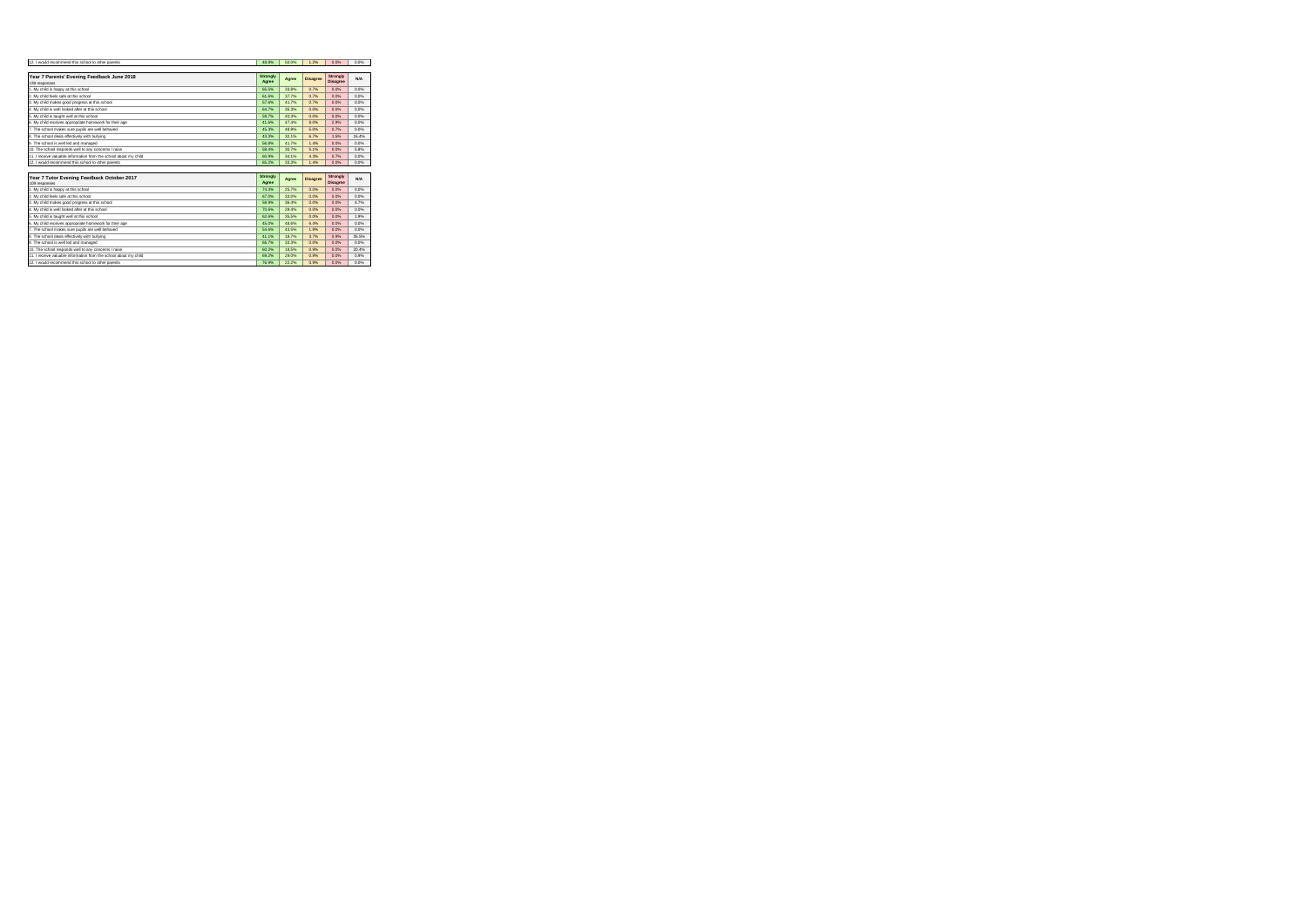| | | | | | |
|---|---|---|---|---|---|
| 12. I would recommend this school to other parents | 48.8% | 50.0% | 1.2% | 0.0% | 0.0% |

| Year 7 Parents' Evening Feedback June 2018<br>139 responses | Strongly Agree | Agree | Disagree | Strongly Disagree | N/A |
|---|---|---|---|---|---|
| 1. My child is happy at this school | 65.5% | 33.8% | 0.7% | 0.0% | 0.0% |
| 2. My child feels safe at this school | 61.6% | 37.7% | 0.7% | 0.0% | 0.0% |
| 3. My child makes good progress at this school | 57.6% | 41.7% | 0.7% | 0.0% | 0.0% |
| 4. My child is well looked after at this school | 64.7% | 35.3% | 0.0% | 0.0% | 0.0% |
| 5. My child is taught well at this school | 59.7% | 40.3% | 0.0% | 0.0% | 0.0% |
| 6. My child receives appropriate homework for their age | 41.6% | 47.4% | 8.0% | 2.9% | 0.0% |
| 7. The school makes sure pupils are well behaved | 45.3% | 48.9% | 5.0% | 0.7% | 0.0% |
| 8. The school deals effectively with bullying | 43.3% | 32.1% | 6.7% | 1.5% | 16.4% |
| 9. The school is well led and managed | 56.8% | 41.7% | 1.4% | 0.0% | 0.0% |
| 10. The school responds well to any concerns I raise | 58.4% | 30.7% | 5.1% | 0.0% | 5.8% |
| 11. I receive valuable information from the school about my child | 60.9% | 34.1% | 4.3% | 0.7% | 0.0% |
| 12. I would recommend this school to other parents | 65.2% | 33.3% | 1.4% | 0.0% | 0.0% |

| Year 7 Tutor Evening Feedback October 2017<br>109 responses | Strongly Agree | Agree | Disagree | Strongly Disagree | N/A |
|---|---|---|---|---|---|
| 1. My child is happy at this school | 74.3% | 25.7% | 0.0% | 0.0% | 0.0% |
| 2. My child feels safe at this school | 67.0% | 33.0% | 0.0% | 0.0% | 0.0% |
| 3. My child makes good progress at this school | 58.9% | 36.4% | 0.0% | 0.0% | 4.7% |
| 4. My child is well looked after at this school | 70.6% | 29.4% | 0.0% | 0.0% | 0.0% |
| 5. My child is taught well at this school | 62.6% | 35.5% | 0.0% | 0.0% | 1.9% |
| 6. My child receives appropriate homework for their age | 45.0% | 48.6% | 6.4% | 0.0% | 0.0% |
| 7. The school makes sure pupils are well behaved | 54.6% | 43.5% | 1.9% | 0.0% | 0.0% |
| 8. The school deals effectively with bullying | 41.1% | 18.7% | 3.7% | 0.9% | 35.5% |
| 9. The school is well led and managed | 66.7% | 33.3% | 0.0% | 0.0% | 0.0% |
| 10. The school responds well to any concerns I raise | 60.2% | 18.5% | 0.9% | 0.0% | 20.4% |
| 11. I receive valuable information from the school about my child | 69.2% | 29.0% | 0.9% | 0.0% | 0.9% |
| 12. I would recommend this school to other parents | 76.9% | 22.2% | 0.9% | 0.0% | 0.0% |